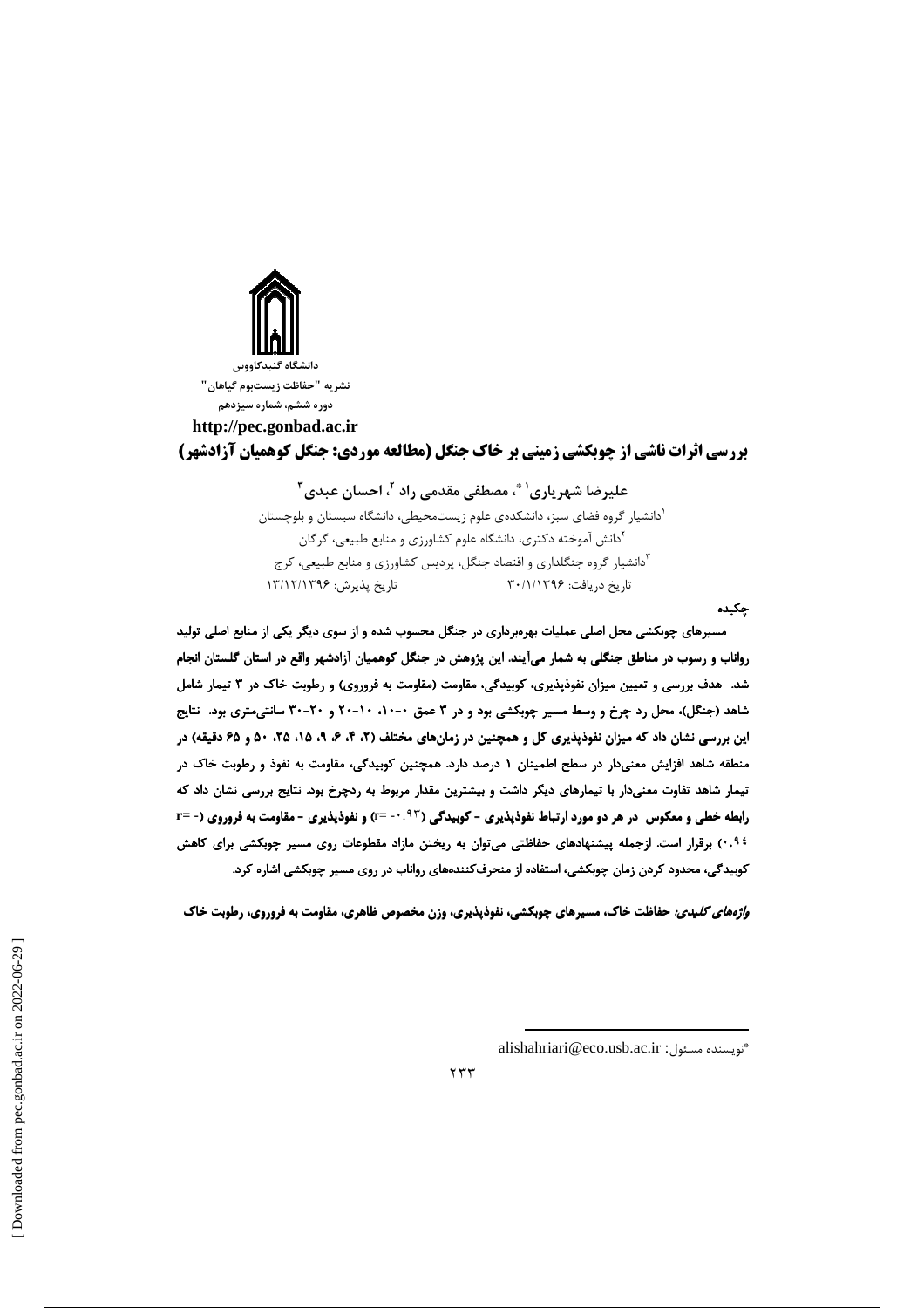دانشگاه گنبدکاووس
نشریه "حفاظت زیست‌بوم گیاهان"
دوره ششم، شماره سیزدهم
http://pec.gonbad.ac.ir

# بررسی اثرات ناشی از چوبکشی زمینی بر خاک جنگل (مطالعه موردی: جنگل کوهمیان آزادشهر)

**علیرضا شهریاری[1]*، مصطفی مقدمی راد[2]، احسان عبدی[3]**

[1]دانشیار گروه فضای سبز، دانشکده‌ی علوم زیست‌محیطی، دانشگاه سیستان و بلوچستان
[2]دانش آموخته دکتری، دانشگاه علوم کشاورزی و منابع طبیعی، گرگان
[3]دانشیار گروه جنگلداری و اقتصاد جنگل، پردیس کشاورزی و منابع طبیعی، کرج

تاریخ دریافت: ۳۰/۱/۱۳۹۶ تاریخ پذیرش: ۱۳/۱۲/۱۳۹۶

## چکیده

**مسیرهای چوبکشی محل اصلی عملیات بهره‌برداری در جنگل محسوب شده و از سوی دیگر یکی از منابع اصلی تولید رواناب و رسوب در مناطق جنگلی به شمار می‌آیند. این پژوهش در جنگل کوهمیان آزادشهر واقع در استان گلستان انجام شد. هدف بررسی و تعیین میزان نفوذپذیری، کوبیدگی، مقاومت (مقاومت به فروروی) و رطوبت خاک در ۳ تیمار شامل شاهد (جنگل)، محل رد چرخ و وسط مسیر چوبکشی بود و در ۳ عمق ۰-۱۰، ۱۰-۲۰ و ۲۰-۳۰ سانتی‌متری بود. نتایج این بررسی نشان داد که میزان نفوذپذیری کل و همچنین در زمان‌های مختلف (۲، ۴، ۶، ۹، ۱۵، ۲۵، ۵۰ و ۶۵ دقیقه) در منطقه شاهد افزایش معنی‌دار در سطح اطمینان ۱ درصد دارد. همچنین کوبیدگی، مقاومت به نفوذ و رطوبت خاک در تیمار شاهد تفاوت معنی‌دار با تیمارهای دیگر داشت و بیشترین مقدار مربوط به ردچرخ بود. نتایج بررسی نشان داد که رابطه خطی و معکوس در هر دو مورد ارتباط نفوذپذیری - کوبیدگی ($r= -0.93$) و نفوذپذیری - مقاومت به فروروی ($r= -0.94$) برقرار است. ازجمله پیشنهادهای حفاظتی می‌توان به ریختن مازاد مقطوعات روی مسیر چوبکشی برای کاهش کوبیدگی، محدود کردن زمان چوبکشی، استفاده از منحرف‌کننده‌های رواناب در روی مسیر چوبکشی اشاره کرد.**

***واژه‌های کلیدی:*** **حفاظت خاک، مسیرهای چوبکشی، نفوذپذیری، وزن مخصوص ظاهری، مقاومت به فروروی، رطوبت خاک**

*نویسنده مسئول: alishahriari@eco.usb.ac.ir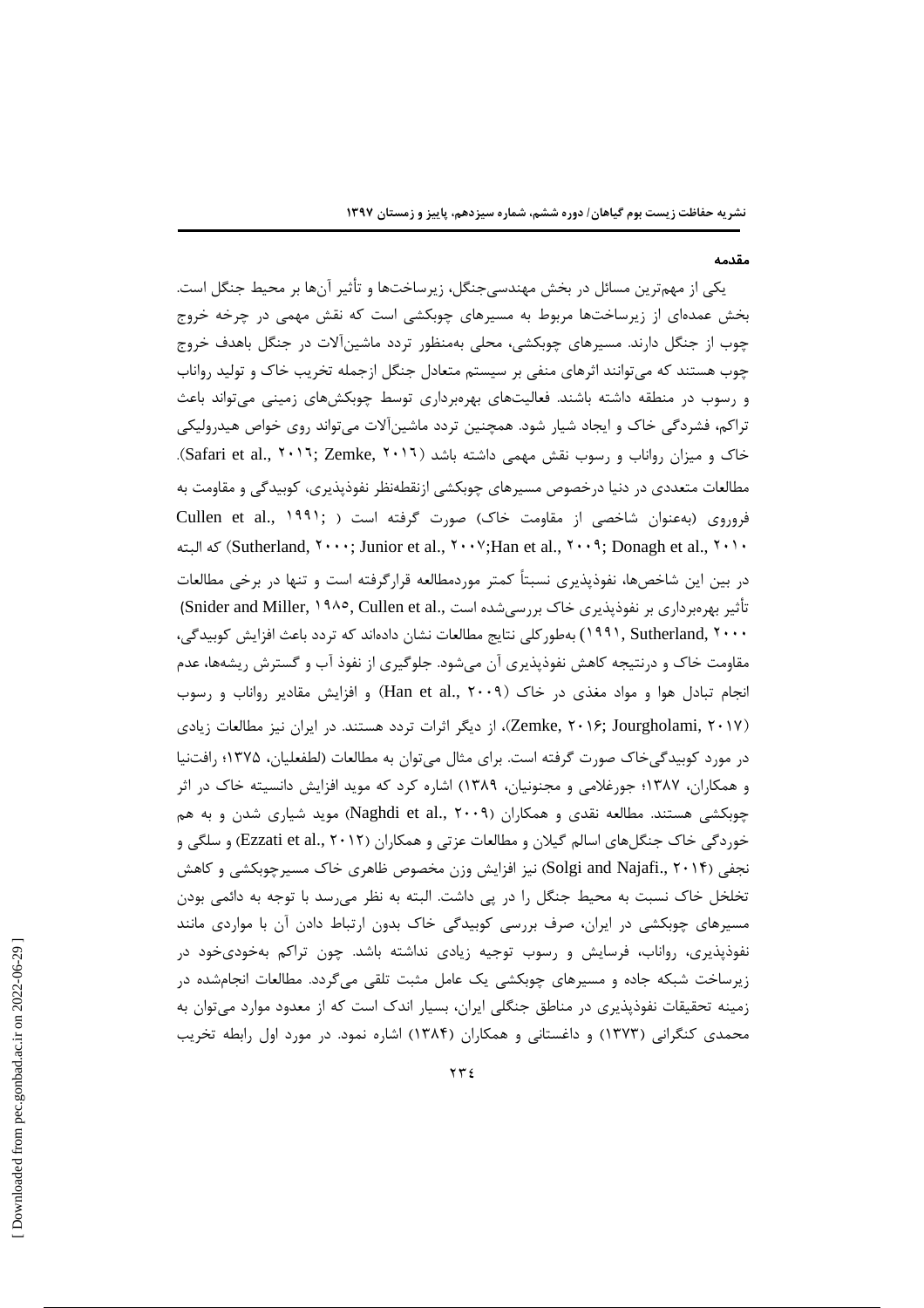## مقدمه

یکی از مهم‌ترین مسائل در بخش مهندسی‌جنگل، زیرساخت‌ها و تأثیر آن‌ها بر محیط جنگل است. بخش عمده‌ای از زیرساخت‌ها مربوط به مسیرهای چوبکشی است که نقش مهمی در چرخه خروج چوب از جنگل دارند. مسیرهای چوبکشی، محلی به‌منظور تردد ماشین‌آلات در جنگل باهدف خروج چوب هستند که می‌توانند اثرهای منفی بر سیستم متعادل جنگل ازجمله تخریب خاک و تولید رواناب و رسوب در منطقه داشته باشند. فعالیت‌های بهره‌برداری توسط چوبکش‌های زمینی می‌تواند باعث تراکم، فشردگی خاک و ایجاد شیار شود. همچنین تردد ماشین‌آلات می‌تواند روی خواص هیدرولیکی خاک و میزان رواناب و رسوب نقش مهمی داشته باشد (Safari et al., ۲۰۱٦; Zemke, ۲۰۱٦). مطالعات متعددی در دنیا درخصوص مسیرهای چوبکشی ازنقطه‌نظر نفوذپذیری، کوبیدگی و مقاومت به فروروی (به‌عنوان شاخصی از مقاومت خاک) صورت گرفته است (Cullen et al., ۱۹۹۱; Sutherland, ۲۰۰۰; Junior et al., ۲۰۰۷;Han et al., ۲۰۰۹; Donagh et al., ۲۰۱۰) که البته در بین این شاخص‌ها، نفوذپذیری نسبتاً کمتر موردمطالعه قرارگرفته است و تنها در برخی مطالعات تأثیر بهره‌برداری بر نفوذپذیری خاک بررسی‌شده است (Snider and Miller, ۱۹۸۵, Cullen et al., ۱۹۹۱, Sutherland, ۲۰۰۰) به‌طورکلی نتایج مطالعات نشان داده‌اند که تردد باعث افزایش کوبیدگی، مقاومت خاک و درنتیجه کاهش نفوذپذیری آن می‌شود. جلوگیری از نفوذ آب و گسترش ریشه‌ها، عدم انجام تبادل هوا و مواد مغذی در خاک (Han et al., ۲۰۰۹) و افزایش مقادیر رواناب و رسوب (Zemke, ۲۰۱۶; Jourgholami, ۲۰۱۷)، از دیگر اثرات تردد هستند. در ایران نیز مطالعات زیادی در مورد کوبیدگی‌خاک صورت گرفته است. برای مثال می‌توان به مطالعات (لطفعلیان، ۱۳۷۵؛ رافت‌نیا و همکاران، ۱۳۸۷؛ جورغلامی و مجنونیان، ۱۳۸۹) اشاره کرد که موید افزایش دانسیته خاک در اثر چوبکشی هستند. مطالعه نقدی و همکاران (Naghdi et al., ۲۰۰۹) موید شیاری شدن و به هم خوردگی خاک جنگل‌های اسالم گیلان و مطالعات عزتی و همکاران (Ezzati et al., ۲۰۱۲) و سلگی و نجفی (Solgi and Najafi., ۲۰۱۴) نیز افزایش وزن مخصوص ظاهری خاک مسیرچوبکشی و کاهش تخلخل خاک نسبت به محیط جنگل را در پی داشت. البته به نظر می‌رسد با توجه به دائمی بودن مسیرهای چوبکشی در ایران، صرف بررسی کوبیدگی خاک بدون ارتباط دادن آن با مواردی مانند نفوذپذیری، رواناب، فرسایش و رسوب توجیه زیادی نداشته باشد. چون تراکم به‌خودی‌خود در زیرساخت شبکه جاده و مسیرهای چوبکشی یک عامل مثبت تلقی می‌گردد. مطالعات انجام‌شده در زمینه تحقیقات نفوذپذیری در مناطق جنگلی ایران، بسیار اندک است که از معدود موارد می‌توان به محمدی کنگرانی (۱۳۷۳) و داغستانی و همکاران (۱۳۸۴) اشاره نمود. در مورد اول رابطه تخریب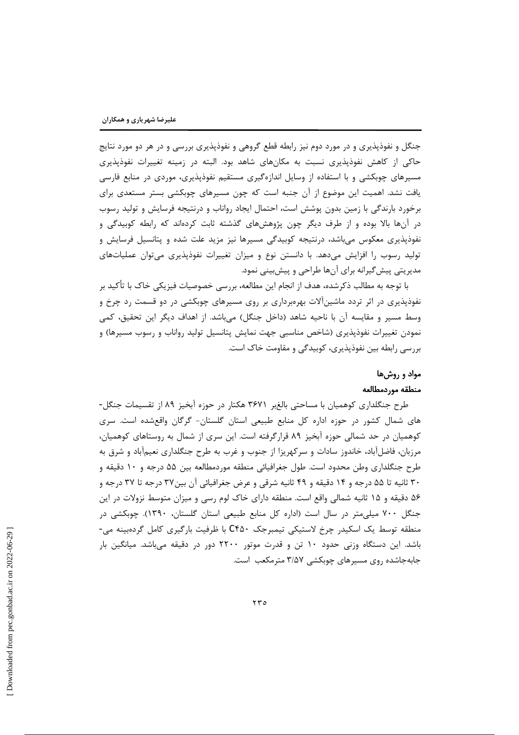جنگل و نفوذپذیری و در مورد دوم نیز رابطه قطع گروهی و نفوذپذیری بررسی و در هر دو مورد نتایج حاکی از کاهش نفوذپذیری نسبت به مکان‌های شاهد بود. البته در زمینه تغییرات نفوذپذیری مسیرهای چوبکشی و با استفاده از وسایل اندازه‌گیری مستقیم نفوذپذیری، موردی در منابع فارسی یافت نشد. اهمیت این موضوع از آن جنبه است که چون مسیرهای چوبکشی بستر مستعدی برای برخورد بارندگی با زمین بدون پوشش است، احتمال ایجاد رواناب و درنتیجه فرسایش و تولید رسوب در آن‌ها بالا بوده و از طرف دیگر چون پژوهش‌های گذشته ثابت کرده‌اند که رابطه کوبیدگی و نفوذپذیری معکوس می‌باشد، درنتیجه کوبیدگی مسیرها نیز مزید علت شده و پتانسیل فرسایش و تولید رسوب را افزایش می‌دهد. با دانستن نوع و میزان تغییرات نفوذپذیری می‌توان عملیات‌های مدیریتی پیش‌گیرانه برای آن‌ها طراحی و پیش‌بینی نمود.

با توجه به مطالب ذکرشده، هدف از انجام این مطالعه، بررسی خصوصیات فیزیکی خاک با تأکید بر نفوذپذیری در اثر تردد ماشین‌آلات بهره‌برداری بر روی مسیرهای چوبکشی در دو قسمت رد چرخ و وسط مسیر و مقایسه آن با ناحیه شاهد (داخل جنگل) می‌باشد. از اهداف دیگر این تحقیق، کمی نمودن تغییرات نفوذپذیری (شاخص مناسبی جهت نمایش پتانسیل تولید رواناب و رسوب مسیرها) و بررسی رابطه بین نفوذپذیری، کوبیدگی و مقاومت خاک است.

## مواد و روش‌ها

### منطقه موردمطالعه

طرح جنگلداری کوهمیان با مساحتی بالغبر ۳۶۷۱ هکتار در حوزه آبخیز ۸۹ از تقسیمات جنگل‌های شمال کشور در حوزه اداره کل منابع طبیعی استان گلستان- گرگان واقع‌شده است. سری کوهمیان در حد شمالی حوزه آبخیز ۸۹ قرارگرفته است. این سری از شمال به روستاهای کوهمیان، مرزبان، فاضل‌آباد، خاندوز سادات و سرکهریزا از جنوب و غرب به طرح جنگلداری نعیم‌آباد و شرق به طرح جنگلداری وطن محدود است. طول جغرافیائی منطقه موردمطالعه بین ۵۵ درجه و ۱۰ دقیقه و ۳۰ ثانیه تا ۵۵ درجه و ۱۴ دقیقه و ۴۹ ثانیه شرقی و عرض جغرافیائی آن بین۳۷ درجه تا ۳۷ درجه و ۵۶ دقیقه و ۱۵ ثانیه شمالی واقع است. منطقه دارای خاک لوم رسی و میزان متوسط نزولات در این جنگل ۷۰۰ میلی‌متر در سال است (اداره کل منابع طبیعی استان گلستان، ۱۳۹۰). چوبکشی در منطقه توسط یک اسکیدر چرخ لاستیکی تیمبرجک C450 با ظرفیت بارگیری کامل گرده‌بینه می‌باشد. این دستگاه وزنی حدود ۱۰ تن و قدرت موتور ۲۲۰۰ دور در دقیقه می‌باشد. میانگین بار جابه‌جاشده روی مسیرهای چوبکشی ۳/۵۷ مترمکعب است.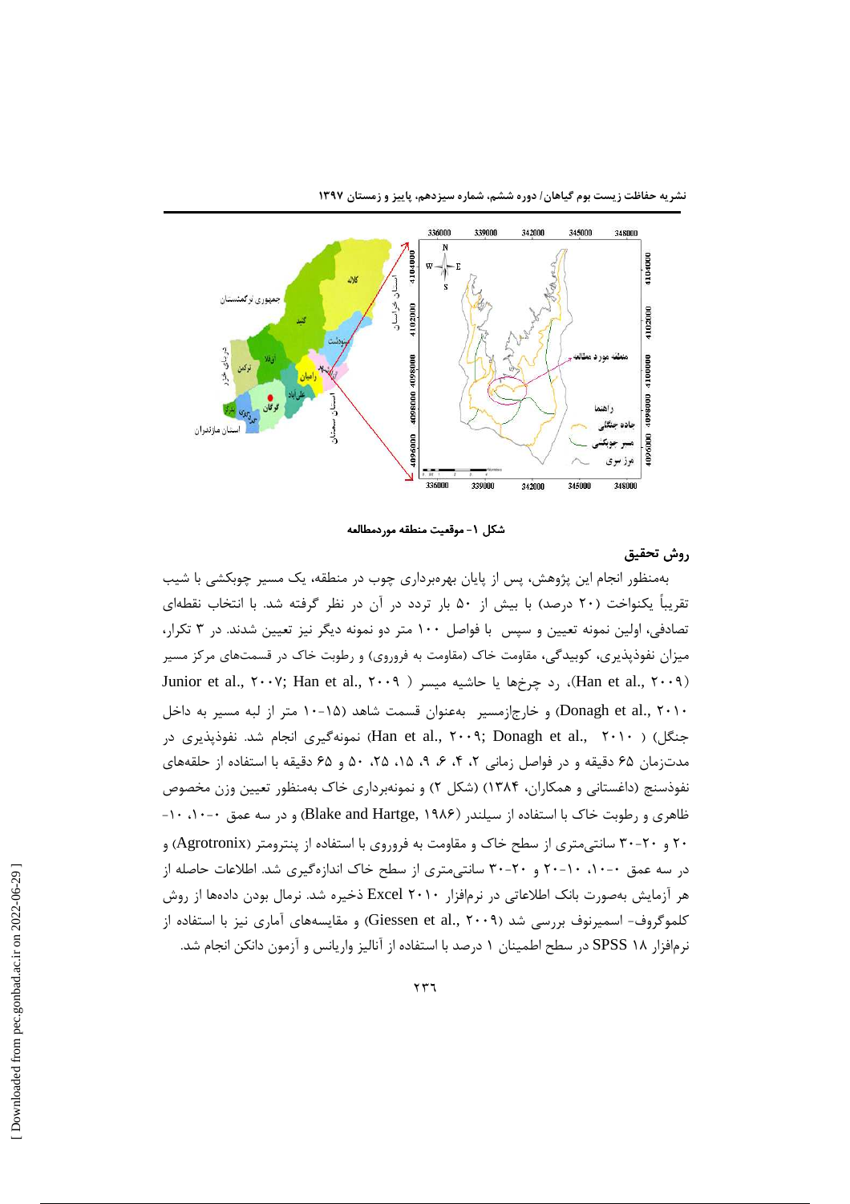شکل ۱- موقعیت منطقه موردمطالعه

## روش تحقیق

به‌منظور انجام این پژوهش، پس از پایان بهره‌برداری چوب در منطقه، یک مسیر چوبکشی با شیب تقریباً یکنواخت (۲۰ درصد) با بیش از ۵۰ بار تردد در آن در نظر گرفته شد. با انتخاب نقطه‌ای تصادفی، اولین نمونه تعیین و سپس با فواصل ۱۰۰ متر دو نمونه دیگر نیز تعیین شدند. در ۳ تکرار، میزان نفوذپذیری، کوبیدگی، مقاومت خاک (مقاومت به فروروی) و رطوبت خاک در قسمت‌های مرکز مسیر (Han et al., ۲۰۰۹)، رد چرخ‌ها یا حاشیه مسیر ( Junior et al., ۲۰۰۷; Han et al., ۲۰۰۹) و خارج‌ازمسیر به‌عنوان قسمت شاهد (۱۵-۱۰ متر از لبه مسیر به داخل جنگل) ( Han et al., ۲۰۰۹; Donagh et al., ۲۰۱۰) نمونه‌گیری انجام شد. نفوذپذیری در مدت‌زمان ۶۵ دقیقه و در فواصل زمانی ۲، ۴، ۶، ۹، ۱۵، ۲۵، ۵۰ و ۶۵ دقیقه با استفاده از حلقه‌های نفوذسنج (داغستانی و همکاران، ۱۳۸۴) (شکل ۲) و نمونه‌برداری خاک به‌منظور تعیین وزن مخصوص ظاهری و رطوبت خاک با استفاده از سیلندر (Blake and Hartge, ۱۹۸۶) و در سه عمق ۱۰-۰، ۱۰-۲۰ و ۲۰-۳۰ سانتی‌متری از سطح خاک و مقاومت به فروروی با استفاده از پنترومتر (Agrotronix) و در سه عمق ۱۰-۰، ۲۰-۱۰ و ۳۰-۲۰ سانتی‌متری از سطح خاک اندازه‌گیری شد. اطلاعات حاصله از هر آزمایش به‌صورت بانک اطلاعاتی در نرم‌افزار Excel ۲۰۱۰ ذخیره شد. نرمال بودن داده‌ها از روش کلموگروف- اسمیرنوف بررسی شد (Giessen et al., ۲۰۰۹) و مقایسه‌های آماری نیز با استفاده از نرم‌افزار SPSS ۱۸ در سطح اطمینان ۱ درصد با استفاده از آنالیز واریانس و آزمون دانکن انجام شد.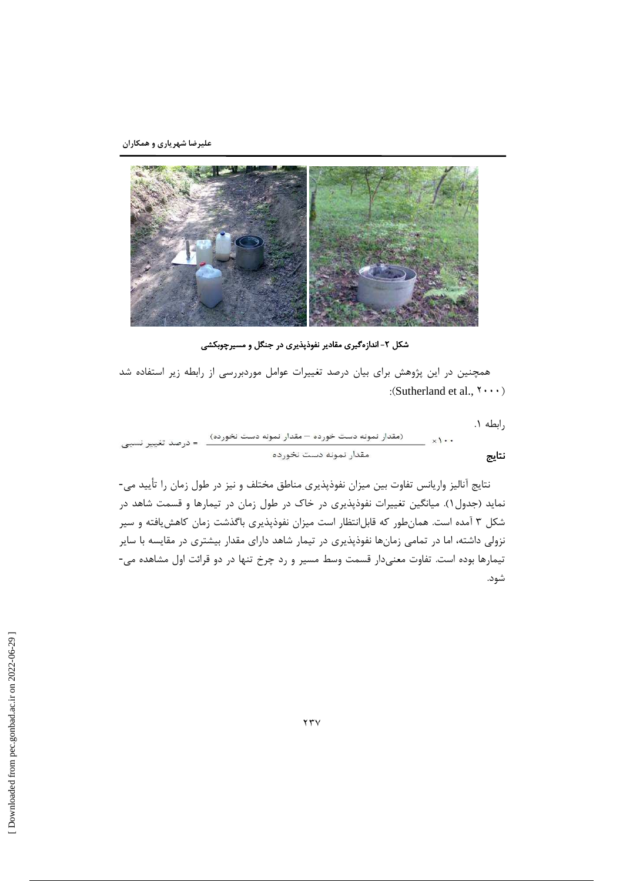شکل ۲- اندازه‌گیری مقادیر نفوذپذیری در جنگل و مسیرچوبکشی

همچنین در این پژوهش برای بیان درصد تغییرات عوامل موردبررسی از رابطه زیر استفاده شد (Sutherland et al., ۲۰۰۰):

رابطه ۱.

$$\text{درصد تغییر نسبی} = \frac{(\text{مقدار نمونه دست خورده} - \text{مقدار نمونه دست نخورده})}{\text{مقدار نمونه دست نخورده}} \times ۱۰۰$$

## نتایج

نتایج آنالیز واریانس تفاوت بین میزان نفوذپذیری مناطق مختلف و نیز در طول زمان را تأیید می‌نماید (جدول۱). میانگین تغییرات نفوذپذیری در خاک در طول زمان در تیمارها و قسمت شاهد در شکل ۳ آمده است. همان‌طور که قابل‌انتظار است میزان نفوذپذیری باگذشت زمان کاهش‌یافته و سیر نزولی داشته، اما در تمامی زمان‌ها نفوذپذیری در تیمار شاهد دارای مقدار بیشتری در مقایسه با سایر تیمارها بوده است. تفاوت معنی‌دار قسمت وسط مسیر و رد چرخ تنها در دو قرائت اول مشاهده می‌شود.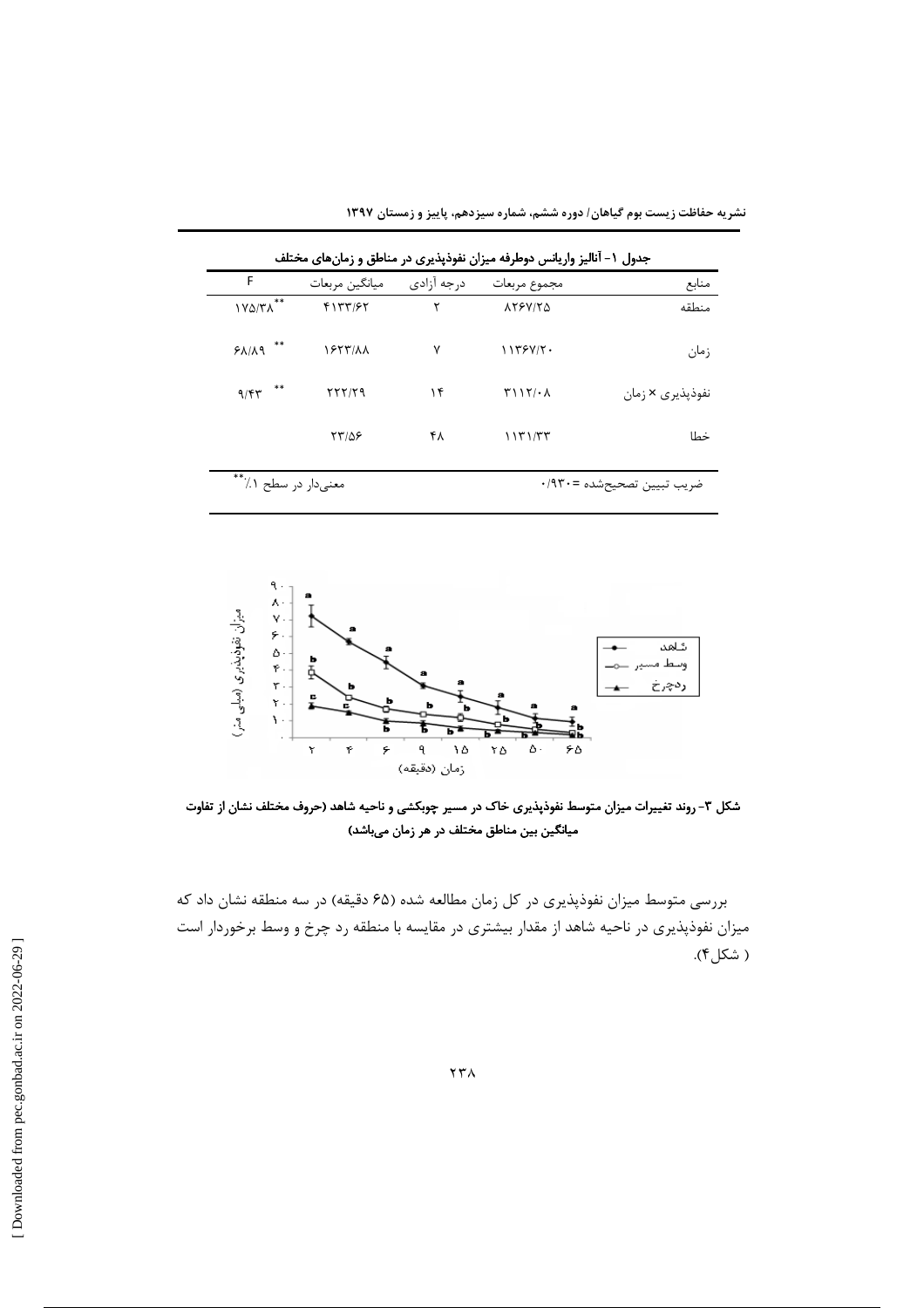جدول ۱- آنالیز واریانس دوطرفه میزان نفوذپذیری در مناطق و زمان‌های مختلف

| منابع | مجموع مربعات | درجه آزادی | میانگین مربعات | F |
|---|---|---|---|---|
| منطقه | ۸۲۶۷/۲۵ | ۲ | ۴۱۳۳/۶۲ | ۱۷۵/۳۸** |
| زمان | ۱۱۳۶۷/۲۰ | ۷ | ۱۶۲۳/۸۸ | ۶۸/۸۹ ** |
| نفوذپذیری × زمان | ۳۱۱۲/۰۸ | ۱۴ | ۲۲۲/۲۹ | ۹/۴۳ ** |
| خطا | ۱۱۳۱/۳۳ | ۴۸ | ۲۳/۵۶ | |
| ضریب تبیین تصحیح‌شده =۰/۹۳۰ | | | معنی‌دار در سطح ۱٪** | |

**شکل ۳- روند تغییرات میزان متوسط نفوذپذیری خاک در مسیر چوبکشی و ناحیه شاهد (حروف مختلف نشان از تفاوت میانگین بین مناطق مختلف در هر زمان می‌باشد)**

بررسی متوسط میزان نفوذپذیری در کل زمان مطالعه شده (۶۵ دقیقه) در سه منطقه نشان داد که میزان نفوذپذیری در ناحیه شاهد از مقدار بیشتری در مقایسه با منطقه رد چرخ و وسط برخوردار است ( شکل۴).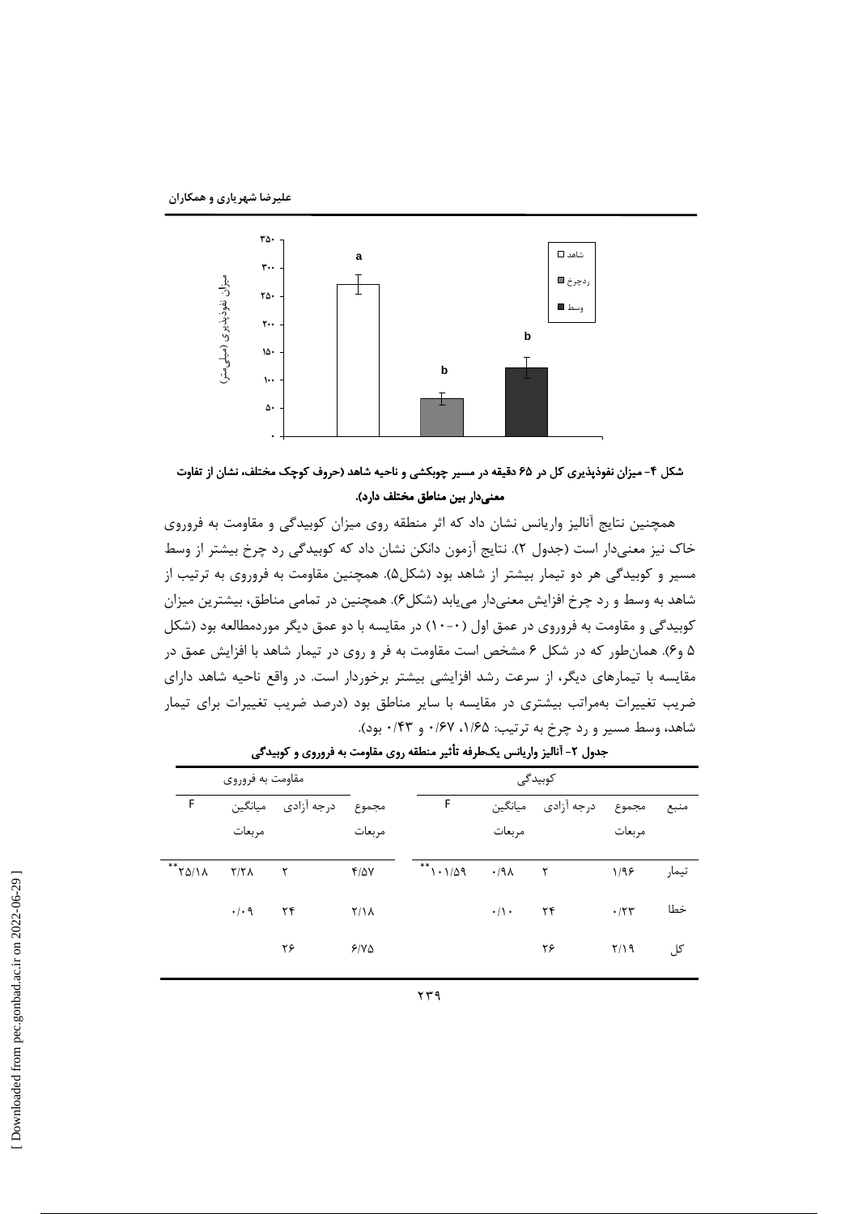شکل ۴- میزان نفوذپذیری کل در ۶۵ دقیقه در مسیر چوبکشی و ناحیه شاهد (حروف کوچک مختلف، نشان از تفاوت معنی‌دار بین مناطق مختلف دارد).

همچنین نتایج آنالیز واریانس نشان داد که اثر منطقه روی میزان کوبیدگی و مقاومت به فروروی خاک نیز معنی‌دار است (جدول ۲). نتایج آزمون دانکن نشان داد که کوبیدگی رد چرخ بیشتر از وسط مسیر و کوبیدگی هر دو تیمار بیشتر از شاهد بود (شکل۵). همچنین مقاومت به فروروی به ترتیب از شاهد به وسط و رد چرخ افزایش معنی‌دار می‌یابد (شکل۶). همچنین در تمامی مناطق، بیشترین میزان کوبیدگی و مقاومت به فروروی در عمق اول (۰-۱۰) در مقایسه با دو عمق دیگر موردمطالعه بود (شکل ۵ و۶). همان‌طور که در شکل ۶ مشخص است مقاومت به فر و روی در تیمار شاهد با افزایش عمق در مقایسه با تیمارهای دیگر، از سرعت رشد افزایشی بیشتر برخوردار است. در واقع ناحیه شاهد دارای ضریب تغییرات به‌مراتب بیشتری در مقایسه با سایر مناطق بود (درصد ضریب تغییرات برای تیمار شاهد، وسط مسیر و رد چرخ به ترتیب: ۱/۶۵، ۰/۶۷ و ۰/۴۳ بود).

جدول ۲- آنالیز واریانس یک‌طرفه تأثیر منطقه روی مقاومت به فروروی و کوبیدگی

| منبع | کوبیدگی | | | | مقاومت به فروروی | | | |
|---|---|---|---|---|---|---|---|---|
| | مجموع مربعات | درجه آزادی | میانگین مربعات | F | مجموع مربعات | درجه آزادی | میانگین مربعات | F |
| تیمار | ۱/۹۶ | ۲ | ۰/۹۸ | ۱۰۱/۵۹** | ۴/۵۷ | ۲ | ۲/۲۸ | ۲۵/۱۸** |
| خطا | ۰/۲۳ | ۲۴ | ۰/۱۰ | | ۲/۱۸ | ۲۴ | ۰/۰۹ | |
| کل | ۲/۱۹ | ۲۶ | | | ۶/۷۵ | ۲۶ | | |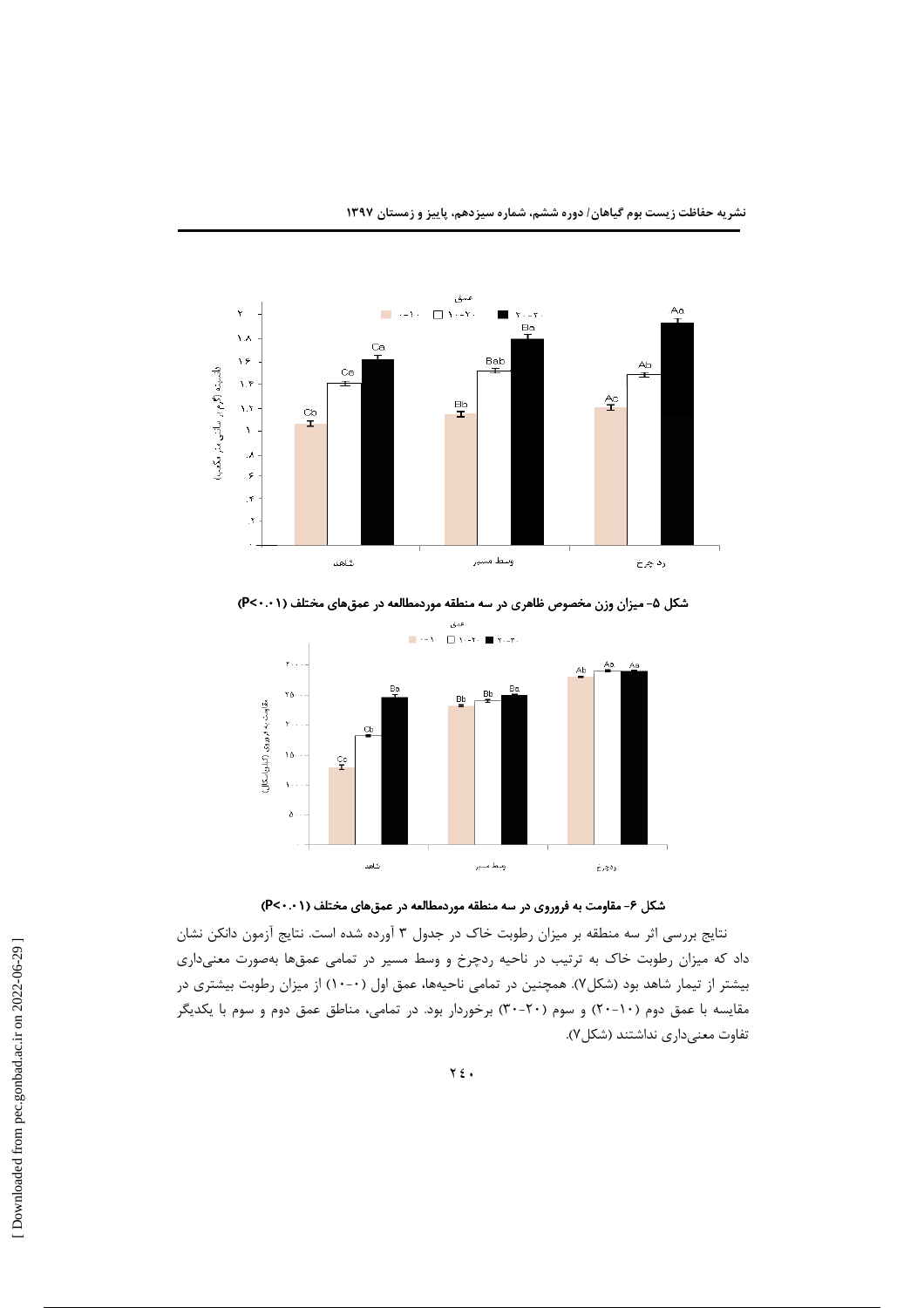شکل ۵- میزان وزن مخصوص ظاهری در سه منطقه موردمطالعه در عمق‌های مختلف (P<۰.۰۱)

شکل ۶- مقاومت به فروروی در سه منطقه موردمطالعه در عمق‌های مختلف (P<۰.۰۱)

نتایج بررسی اثر سه منطقه بر میزان رطوبت خاک در جدول ۳ آورده شده است. نتایج آزمون دانکن نشان داد که میزان رطوبت خاک به ترتیب در ناحیه ردچرخ و وسط مسیر در تمامی عمق‌ها به‌صورت معنی‌داری بیشتر از تیمار شاهد بود (شکل۷). همچنین در تمامی ناحیه‌ها، عمق اول (۰-۱۰) از میزان رطوبت بیشتری در مقایسه با عمق دوم (۱۰-۲۰) و سوم (۲۰-۳۰) برخوردار بود. در تمامی، مناطق عمق دوم و سوم با یکدیگر تفاوت معنی‌داری نداشتند (شکل۷).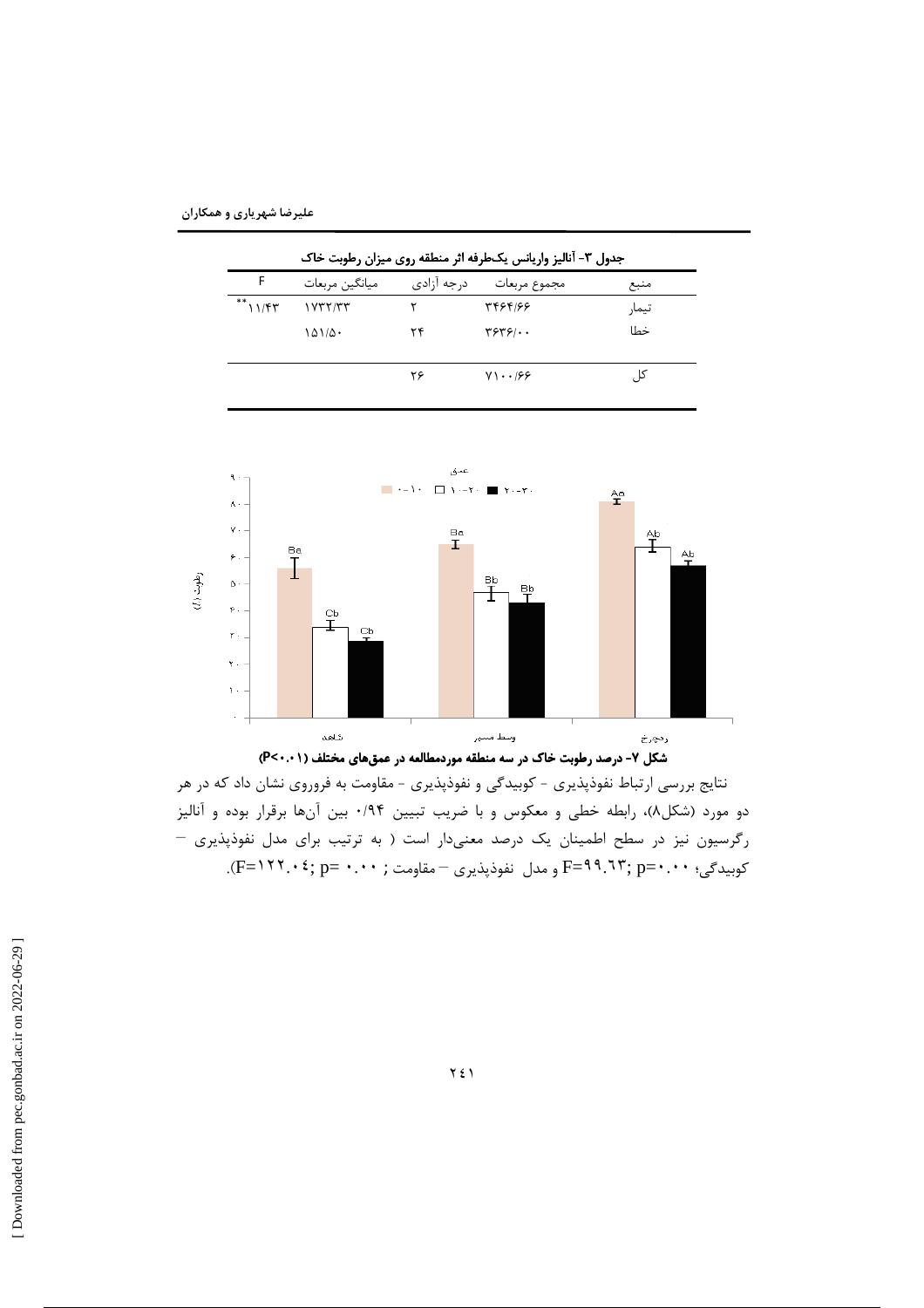جدول ۳- آنالیز واریانس یک‌طرفه اثر منطقه روی میزان رطوبت خاک

| منبع | مجموع مربعات | درجه آزادی | میانگین مربعات | F |
| --- | --- | --- | --- | --- |
| تیمار | ۳۴۶۴/۶۶ | ۲ | ۱۷۳۲/۳۳ | ۱۱/۴۳** |
| خطا | ۳۶۳۶/۰۰ | ۲۴ | ۱۵۱/۵۰ | |
| کل | ۷۱۰۰/۶۶ | ۲۶ | | |

شکل ۷- درصد رطوبت خاک در سه منطقه موردمطالعه در عمق‌های مختلف (P<۰.۰۱)

نتایج بررسی ارتباط نفوذپذیری - کوبیدگی و نفوذپذیری - مقاومت به فروروی نشان داد که در هر دو مورد (شکل۸)، رابطه خطی و معکوس و با ضریب تبیین ۰/۹۴ بین آن‌ها برقرار بوده و آنالیز رگرسیون نیز در سطح اطمینان یک درصد معنی‌دار است ( به ترتیب برای مدل نفوذپذیری – کوبیدگی؛ p=۰.۰۰ ;F=۹۹.۶۳ و مدل نفوذپذیری – مقاومت ; p= ۰.۰۰ ;F=۱۲۲.۰٤).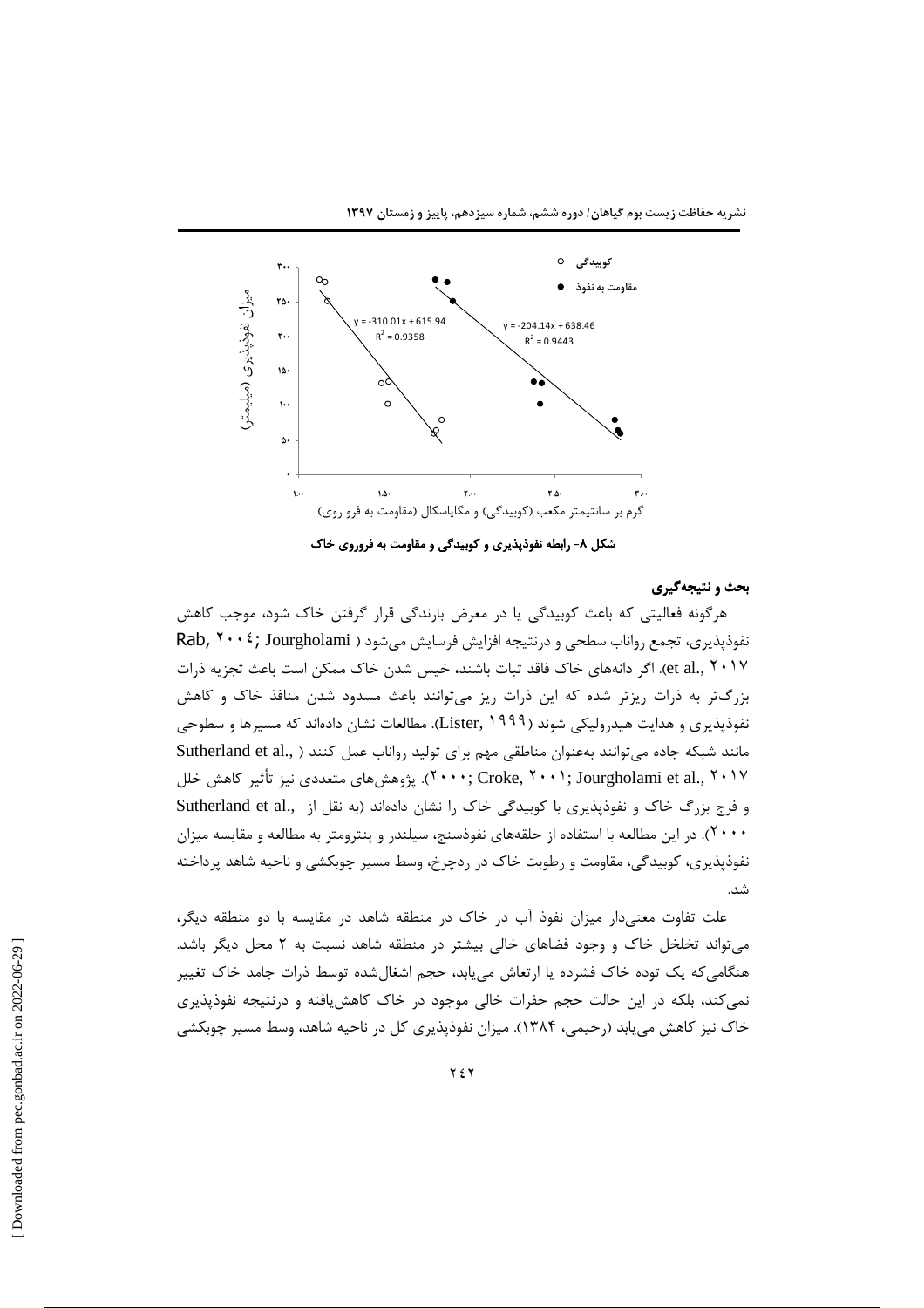شکل ۸- رابطه نفوذپذیری و کوبیدگی و مقاومت به فروروی خاک

## بحث و نتیجه‌گیری

هرگونه فعالیتی که باعث کوبیدگی یا در معرض بارندگی قرار گرفتن خاک شود، موجب کاهش نفوذپذیری، تجمع رواناب سطحی و درنتیجه افزایش فرسایش می‌شود (Rab, ۲۰۰۴; Jourgholami et al., ۲۰۱۷). اگر دانه‌های خاک فاقد ثبات باشند، خیس شدن خاک ممکن است باعث تجزیه ذرات بزرگ‌تر به ذرات ریزتر شده که این ذرات ریز می‌توانند باعث مسدود شدن منافذ خاک و کاهش نفوذپذیری و هدایت هیدرولیکی شوند (Lister, ۱۹۹۹). مطالعات نشان داده‌اند که مسیرها و سطوحی مانند شبکه جاده می‌توانند به‌عنوان مناطقی مهم برای تولید رواناب عمل کنند (Sutherland et al., ۲۰۰۰; Croke, ۲۰۰۱; Jourgholami et al., ۲۰۱۷). پژوهش‌های متعددی نیز تأثیر کاهش خلل و فرج بزرگ خاک و نفوذپذیری با کوبیدگی خاک را نشان داده‌اند (به نقل از Sutherland et al., ۲۰۰۰). در این مطالعه با استفاده از حلقه‌های نفوذسنج، سیلندر و پنترومتر به مطالعه و مقایسه میزان نفوذپذیری، کوبیدگی، مقاومت و رطوبت خاک در ردچرخ، وسط مسیر چوبکشی و ناحیه شاهد پرداخته شد.

علت تفاوت معنی‌دار میزان نفوذ آب در خاک در منطقه شاهد در مقایسه با دو منطقه دیگر، می‌تواند تخلخل خاک و وجود فضاهای خالی بیشتر در منطقه شاهد نسبت به ۲ محل دیگر باشد. هنگامی‌که یک توده خاک فشرده یا ارتعاش می‌یابد، حجم اشغال‌شده توسط ذرات جامد خاک تغییر نمی‌کند، بلکه در این حالت حجم حفرات خالی موجود در خاک کاهش‌یافته و درنتیجه نفوذپذیری خاک نیز کاهش می‌یابد (رحیمی، ۱۳۸۴). میزان نفوذپذیری کل در ناحیه شاهد، وسط مسیر چوبکشی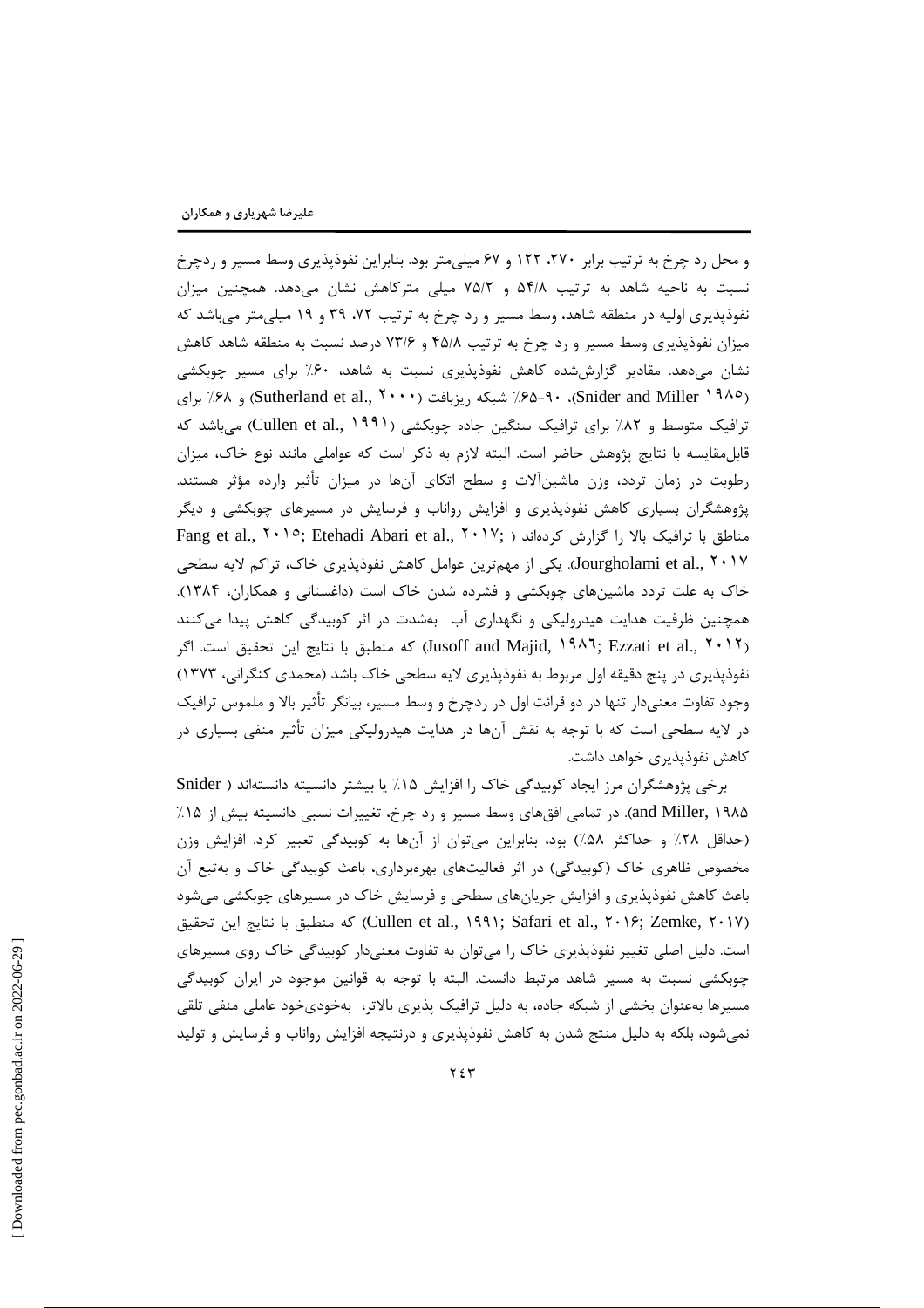و محل رد چرخ به ترتیب برابر ۲۷۰، ۱۲۲ و ۶۷ میلی‌متر بود. بنابراین نفوذپذیری وسط مسیر و ردچرخ نسبت به ناحیه شاهد به ترتیب ۵۴/۸ و ۷۵/۲ میلی مترکاهش نشان می‌دهد. همچنین میزان نفوذپذیری اولیه در منطقه شاهد، وسط مسیر و رد چرخ به ترتیب ۷۲، ۳۹ و ۱۹ میلی‌متر می‌باشد که میزان نفوذپذیری وسط مسیر و رد چرخ به ترتیب ۴۵/۸ و ۷۳/۶ درصد نسبت به منطقه شاهد کاهش نشان می‌دهد. مقادیر گزارش‌شده کاهش نفوذپذیری نسبت به شاهد، ۶۰٪ برای مسیر چوبکشی (Snider and Miller ۱۹۸۵)، ۹۰-۶۵٪ شبکه ریزبافت (Sutherland et al., ۲۰۰۰) و ۶۸٪ برای ترافیک متوسط و ۸۲٪ برای ترافیک سنگین جاده چوبکشی (Cullen et al., ۱۹۹۱) می‌باشد که قابل‌مقایسه با نتایج پژوهش حاضر است. البته لازم به ذکر است که عواملی مانند نوع خاک، میزان رطوبت در زمان تردد، وزن ماشین‌آلات و سطح اتکای آن‌ها در میزان تأثیر وارده مؤثر هستند. پژوهشگران بسیاری کاهش نفوذپذیری و افزایش رواناب و فرسایش در مسیرهای چوبکشی و دیگر مناطق با ترافیک بالا را گزارش کرده‌اند (Fang et al., ۲۰۱۵; Etehadi Abari et al., ۲۰۱۷; Jourgholami et al., ۲۰۱۷). یکی از مهم‌ترین عوامل کاهش نفوذپذیری خاک، تراکم لایه سطحی خاک به علت تردد ماشین‌های چوبکشی و فشرده شدن خاک است (داغستانی و همکاران، ۱۳۸۴). همچنین ظرفیت هدایت هیدرولیکی و نگهداری آب به‌شدت در اثر کوبیدگی کاهش پیدا می‌کنند (Jusoff and Majid, ۱۹۸٦; Ezzati et al., ۲۰۱۲) که منطبق با نتایج این تحقیق است. اگر نفوذپذیری در پنج دقیقه اول مربوط به نفوذپذیری لایه سطحی خاک باشد (محمدی کنگرانی، ۱۳۷۳) وجود تفاوت معنی‌دار تنها در دو قرائت اول در ردچرخ و وسط مسیر، بیانگر تأثیر بالا و ملموس ترافیک در لایه سطحی است که با توجه به نقش آن‌ها در هدایت هیدرولیکی میزان تأثیر منفی بسیاری در کاهش نفوذپذیری خواهد داشت.

برخی پژوهشگران مرز ایجاد کوبیدگی خاک را افزایش ۱۵٪ یا بیشتر دانسیته دانسته‌اند (Snider and Miller, ۱۹۸۵). در تمامی افق‌های وسط مسیر و رد چرخ، تغییرات نسبی دانسیته بیش از ۱۵٪ (حداقل ۲۸٪ و حداکثر ۵۸٪) بود، بنابراین می‌توان از آن‌ها به کوبیدگی تعبیر کرد. افزایش وزن مخصوص ظاهری خاک (کوبیدگی) در اثر فعالیت‌های بهره‌برداری، باعث کوبیدگی خاک و به‌تبع آن باعث کاهش نفوذپذیری و افزایش جریان‌های سطحی و فرسایش خاک در مسیرهای چوبکشی می‌شود (Cullen et al., ۱۹۹۱; Safari et al., ۲۰۱۶; Zemke, ۲۰۱۷) که منطبق با نتایج این تحقیق است. دلیل اصلی تغییر نفوذپذیری خاک را می‌توان به تفاوت معنی‌دار کوبیدگی خاک روی مسیرهای چوبکشی نسبت به مسیر شاهد مرتبط دانست. البته با توجه به قوانین موجود در ایران کوبیدگی مسیرها به‌عنوان بخشی از شبکه جاده، به دلیل ترافیک پذیری بالاتر، به‌خودی‌خود عاملی منفی تلقی نمی‌شود، بلکه به دلیل منتج شدن به کاهش نفوذپذیری و درنتیجه افزایش رواناب و فرسایش و تولید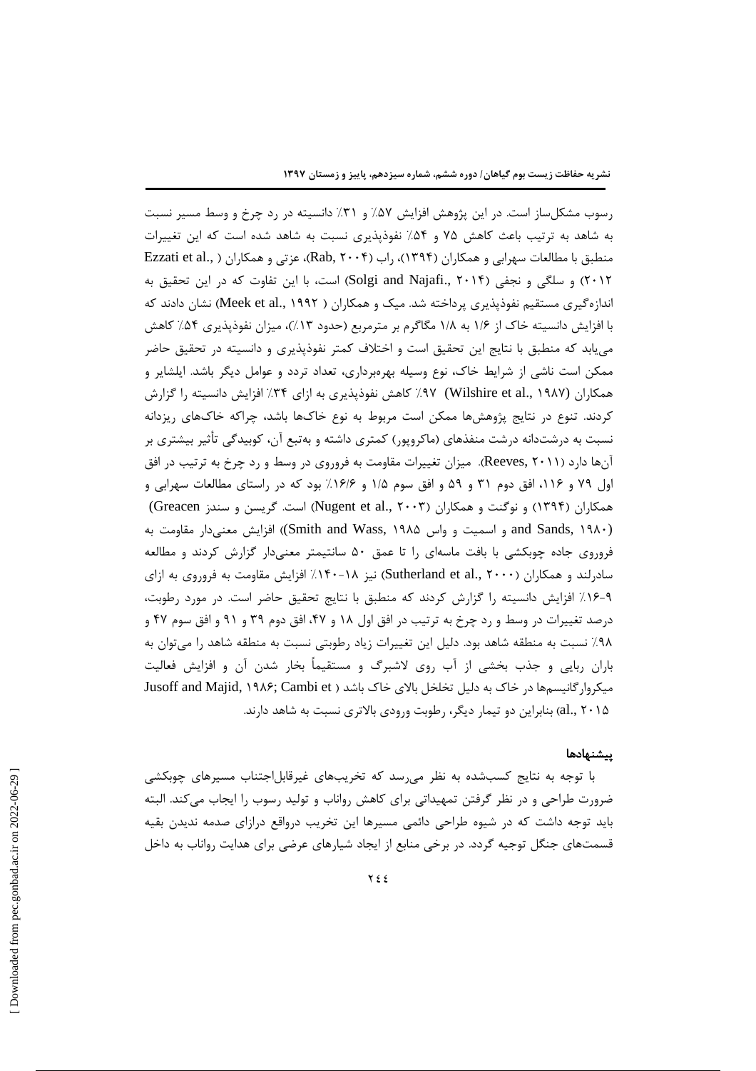رسوب مشکل‌ساز است. در این پژوهش افزایش ۵۷٪ و ۳۱٪ دانسیته در رد چرخ و وسط مسیر نسبت به شاهد به ترتیب باعث کاهش ۷۵ و ۵۴٪ نفوذپذیری نسبت به شاهد شده است که این تغییرات منطبق با مطالعات سهرابی و همکاران (۱۳۹۴)، راب (Rab, ۲۰۰۴)، عزتی و همکاران ( Ezzati et al., ۲۰۱۲) و سلگی و نجفی (Solgi and Najafi., ۲۰۱۴) است، با این تفاوت که در این تحقیق به اندازه‌گیری مستقیم نفوذپذیری پرداخته شد. میک و همکاران ( Meek et al., ۱۹۹۲) نشان دادند که با افزایش دانسیته خاک از ۱/۶ به ۱/۸ مگاگرم بر مترمربع (حدود ۱۳٪)، میزان نفوذپذیری ۵۴٪ کاهش می‌یابد که منطبق با نتایج این تحقیق است و اختلاف کمتر نفوذپذیری و دانسیته در تحقیق حاضر ممکن است ناشی از شرایط خاک، نوع وسیله بهره‌برداری، تعداد تردد و عوامل دیگر باشد. ایلشایر و همکاران (Wilshire et al., ۱۹۸۷) ۹۷٪ کاهش نفوذپذیری به ازای ۳۴٪ افزایش دانسیته را گزارش کردند. تنوع در نتایج پژوهش‌ها ممکن است مربوط به نوع خاک‌ها باشد، چراکه خاک‌های ریزدانه نسبت به درشت‌دانه درشت منفذهای (ماکروپور) کمتری داشته و به‌تبع آن، کوبیدگی تأثیر بیشتری بر آن‌ها دارد (Reeves, ۲۰۱۱). میزان تغییرات مقاومت به فروروی در وسط و رد چرخ به ترتیب در افق اول ۷۹ و ۱۱۶، افق دوم ۳۱ و ۵۹ و افق سوم ۱/۵ و ۱۶/۶٪ بود که در راستای مطالعات سهرابی و همکاران (۱۳۹۴) و نوگنت و همکاران (Nugent et al., ۲۰۰۳) است. گریسن و سندز (Greacen and Sands, ۱۹۸۰) و اسمیت و واس (Smith and Wass, ۱۹۸۵) افزایش معنی‌دار مقاومت به فروروی جاده چوبکشی با بافت ماسه‌ای را تا عمق ۵۰ سانتیمتر معنی‌دار گزارش کردند و مطالعه سادرلند و همکاران (Sutherland et al., ۲۰۰۰) نیز ۱۸-۱۴۰٪ افزایش مقاومت به فروروی به ازای ۹-۱۶٪ افزایش دانسیته را گزارش کردند که منطبق با نتایج تحقیق حاضر است. در مورد رطوبت، درصد تغییرات در وسط و رد چرخ به ترتیب در افق اول ۱۸ و ۴۷، افق دوم ۳۹ و ۹۱ و افق سوم ۴۷ و ۹۸٪ نسبت به منطقه شاهد بود. دلیل این تغییرات زیاد رطوبتی نسبت به منطقه شاهد را می‌توان به باران ربایی و جذب بخشی از آب روی لاشبرگ و مستقیماً بخار شدن آن و افزایش فعالیت میکروارگانیسم‌ها در خاک به دلیل تخلخل بالای خاک باشد ( Jusoff and Majid, ۱۹۸۶; Cambi et al., ۲۰۱۵) بنابراین دو تیمار دیگر، رطوبت ورودی بالاتری نسبت به شاهد دارند.

## پیشنهادها

با توجه به نتایج کسب‌شده به نظر می‌رسد که تخریب‌های غیرقابل‌اجتناب مسیرهای چوبکشی ضرورت طراحی و در نظر گرفتن تمهیداتی برای کاهش رواناب و تولید رسوب را ایجاب می‌کند. البته باید توجه داشت که در شیوه طراحی دائمی مسیرها این تخریب درواقع درازای صدمه ندیدن بقیه قسمت‌های جنگل توجیه گردد. در برخی منابع از ایجاد شیارهای عرضی برای هدایت رواناب به داخل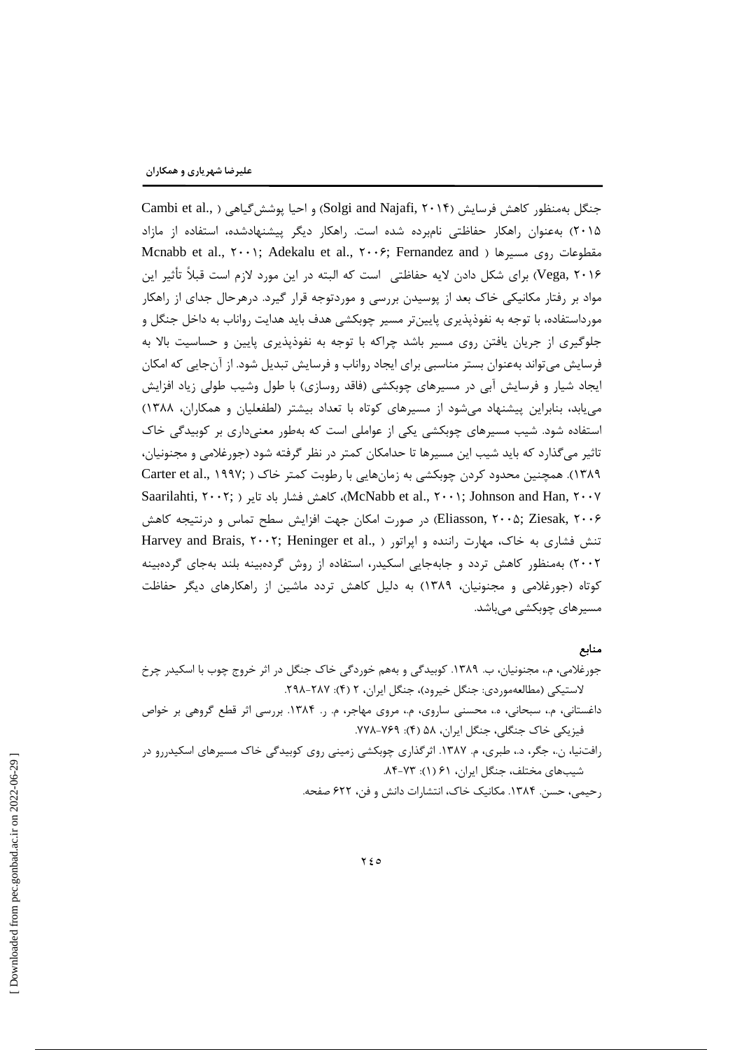جنگل به‌منظور کاهش فرسایش (Solgi and Najafi, ۲۰۱۴) و احیا پوشش‌گیاهی (Cambi et al., ۲۰۱۵) به‌عنوان راهکار حفاظتی نام‌برده شده است. راهکار دیگر پیشنهادشده، استفاده از مازاد مقطوعات روی مسیرها (Mcnabb et al., ۲۰۰۱; Adekalu et al., ۲۰۰۶; Fernandez and Vega, ۲۰۱۶) برای شکل دادن لایه حفاظتی است که البته در این مورد لازم است قبلاً تأثیر این مواد بر رفتار مکانیکی خاک بعد از پوسیدن بررسی و موردتوجه قرار گیرد. درهرحال جدای از راهکار مورداستفاده، با توجه به نفوذپذیری پایین‌تر مسیر چوبکشی هدف باید هدایت رواناب به داخل جنگل و جلوگیری از جریان یافتن روی مسیر باشد چراکه با توجه به نفوذپذیری پایین و حساسیت بالا به فرسایش می‌تواند به‌عنوان بستر مناسبی برای ایجاد رواناب و فرسایش تبدیل شود. از آن‌جایی که امکان ایجاد شیار و فرسایش آبی در مسیرهای چوبکشی (فاقد روسازی) با طول وشیب طولی زیاد افزایش می‌یابد، بنابراین پیشنهاد می‌شود از مسیرهای کوتاه با تعداد بیشتر (لطفعلیان و همکاران، ۱۳۸۸) استفاده شود. شیب مسیرهای چوبکشی یکی از عواملی است که به‌طور معنی‌داری بر کوبیدگی خاک تاثیر می‌گذارد که باید شیب این مسیرها تا حدامکان کمتر در نظر گرفته شود (جورغلامی و مجنونیان، ۱۳۸۹). همچنین محدود کردن چوبکشی به زمان‌هایی با رطوبت کمتر خاک (Carter et al., ۱۹۹۷; McNabb et al., ۲۰۰۱; Johnson and Han, ۲۰۰۷)، کاهش فشار باد تایر (Saarilahti, ۲۰۰۲; Eliasson, ۲۰۰۵; Ziesak, ۲۰۰۶) در صورت امکان جهت افزایش سطح تماس و درنتیجه کاهش تنش فشاری به خاک، مهارت راننده و اپراتور (Harvey and Brais, ۲۰۰۲; Heninger et al., ۲۰۰۲) به‌منظور کاهش تردد و جابه‌جایی اسکیدر، استفاده از روش گرده‌بینه بلند به‌جای گرده‌بینه کوتاه (جورغلامی و مجنونیان، ۱۳۸۹) به دلیل کاهش تردد ماشین از راهکارهای دیگر حفاظت مسیرهای چوبکشی می‌باشد.

## منابع

جورغلامی، م.، مجنونیان، ب. ۱۳۸۹. کوبیدگی و به‌هم خوردگی خاک جنگل در اثر خروج چوب با اسکیدر چرخ لاستیکی (مطالعه‌موردی: جنگل خیرود)، جنگل ایران، ۲ (۴): ۲۹۸-۲۸۷.

داغستانی، م.، سبحانی، ه.، محسنی ساروی، م.، مروی مهاجر، م. ر. ۱۳۸۴. بررسی اثر قطع گروهی بر خواص فیزیکی خاک جنگلی، جنگل ایران، ۵۸ (۴): ۷۷۸-۷۶۹.

رافت‌نیا، ن.، جگر، د.، طبری، م. ۱۳۸۷. اثرگذاری چوبکشی زمینی روی کوبیدگی خاک مسیرهای اسکیدررو در شیب‌های مختلف، جنگل ایران، ۶۱ (۱): ۸۴-۷۳.

رحیمی، حسن. ۱۳۸۴. مکانیک خاک، انتشارات دانش و فن، ۶۲۲ صفحه.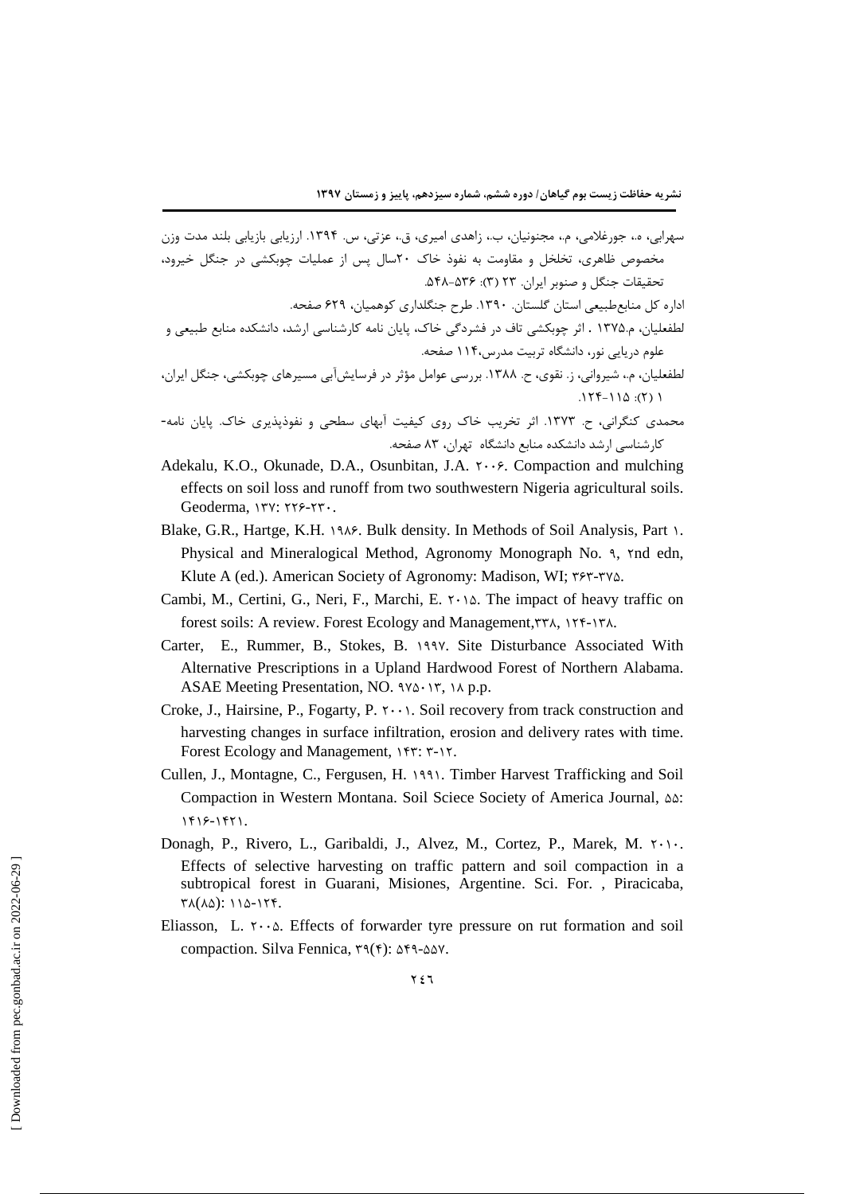سهرابی، ه.، جورغلامی، م.، مجنونیان، ب.، زاهدی امیری، ق.، عزتی، س. ۱۳۹۴. ارزیابی بازیابی بلند مدت وزن مخصوص ظاهری، تخلخل و مقاومت به نفوذ خاک ۲۰سال پس از عملیات چوبکشی در جنگل خیرود، تحقیقات جنگل و صنوبر ایران. ۲۳ (۳): ۵۳۶-۵۴۸.

اداره کل منابع‌طبیعی استان گلستان. ۱۳۹۰. طرح جنگلداری کوهمیان، ۶۲۹ صفحه.

لطفعلیان، م.۱۳۷۵ . اثر چوبکشی تاف در فشردگی خاک، پایان نامه کارشناسی ارشد، دانشکده منابع طبیعی و علوم دریایی نور، دانشگاه تربیت مدرس،۱۱۴ صفحه.

لطفعلیان، م.، شیروانی، ز. نقوی، ح. ۱۳۸۸. بررسی عوامل مؤثر در فرسایش‌آبی مسیرهای چوبکشی، جنگل ایران، ۱ (۲): ۱۱۵-۱۲۴.

محمدی کنگرانی، ح. ۱۳۷۳. اثر تخریب خاک روی کیفیت آبهای سطحی و نفوذپذیری خاک. پایان نامه- کارشناسی ارشد دانشکده منابع دانشگاه تهران، ۸۳ صفحه.

Adekalu, K.O., Okunade, D.A., Osunbitan, J.A. ۲۰۰۶. Compaction and mulching effects on soil loss and runoff from two southwestern Nigeria agricultural soils. Geoderma, ۱۳۷: ۲۲۶-۲۳۰.

Blake, G.R., Hartge, K.H. ۱۹۸۶. Bulk density. In Methods of Soil Analysis, Part ۱. Physical and Mineralogical Method, Agronomy Monograph No. ۹, ۲nd edn, Klute A (ed.). American Society of Agronomy: Madison, WI; ۳۶۳-۳۷۵.

Cambi, M., Certini, G., Neri, F., Marchi, E. ۲۰۱۵. The impact of heavy traffic on forest soils: A review. Forest Ecology and Management,۳۳۸, ۱۲۴-۱۳۸.

Carter, E., Rummer, B., Stokes, B. ۱۹۹۷. Site Disturbance Associated With Alternative Prescriptions in a Upland Hardwood Forest of Northern Alabama. ASAE Meeting Presentation, NO. ۹۷۵۰۱۳, ۱۸ p.p.

Croke, J., Hairsine, P., Fogarty, P. ۲۰۰۱. Soil recovery from track construction and harvesting changes in surface infiltration, erosion and delivery rates with time. Forest Ecology and Management, ۱۴۳: ۳-۱۲.

Cullen, J., Montagne, C., Fergusen, H. ۱۹۹۱. Timber Harvest Trafficking and Soil Compaction in Western Montana. Soil Sciece Society of America Journal, ۵۵: ۱۴۱۶-۱۴۲۱.

Donagh, P., Rivero, L., Garibaldi, J., Alvez, M., Cortez, P., Marek, M. ۲۰۱۰. Effects of selective harvesting on traffic pattern and soil compaction in a subtropical forest in Guarani, Misiones, Argentine. Sci. For. , Piracicaba, ۳۸(۸۵): ۱۱۵-۱۲۴.

Eliasson, L. ۲۰۰۵. Effects of forwarder tyre pressure on rut formation and soil compaction. Silva Fennica, ۳۹(۴): ۵۴۹-۵۵۷.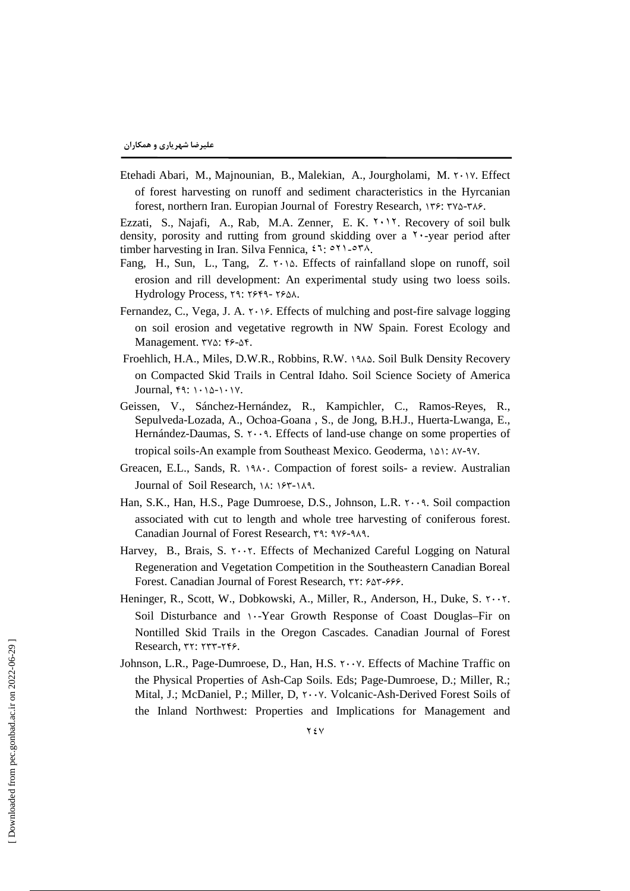Etehadi Abari, M., Majnounian, B., Malekian, A., Jourgholami, M. ۲۰۱۷. Effect of forest harvesting on runoff and sediment characteristics in the Hyrcanian forest, northern Iran. Europian Journal of Forestry Research, ۱۳۶: ۳۷۵-۳۸۶.

Ezzati, S., Najafi, A., Rab, M.A. Zenner, E. K. ۲۰۱۲. Recovery of soil bulk density, porosity and rutting from ground skidding over a ۲۰-year period after timber harvesting in Iran. Silva Fennica, ٤٦: ٥٢١-٥٣٨.

Fang, H., Sun, L., Tang, Z. ۲۰۱۵. Effects of rainfalland slope on runoff, soil erosion and rill development: An experimental study using two loess soils. Hydrology Process, ۲۹: ۲۶۴۹- ۲۶۵۸.

Fernandez, C., Vega, J. A. ۲۰۱۶. Effects of mulching and post-fire salvage logging on soil erosion and vegetative regrowth in NW Spain. Forest Ecology and Management. ۳۷۵: ۴۶-۵۴.

Froehlich, H.A., Miles, D.W.R., Robbins, R.W. ۱۹۸۵. Soil Bulk Density Recovery on Compacted Skid Trails in Central Idaho. Soil Science Society of America Journal, ۴۹: ۱۰۱۵-۱۰۱۷.

Geissen, V., Sánchez-Hernández, R., Kampichler, C., Ramos-Reyes, R., Sepulveda-Lozada, A., Ochoa-Goana , S., de Jong, B.H.J., Huerta-Lwanga, E., Hernández-Daumas, S. ۲۰۰۹. Effects of land-use change on some properties of tropical soils-An example from Southeast Mexico. Geoderma, ۱۵۱: ۸۷-۹۷.

Greacen, E.L., Sands, R. ۱۹۸۰. Compaction of forest soils- a review. Australian Journal of Soil Research, ۱۸: ۱۶۳-۱۸۹.

Han, S.K., Han, H.S., Page Dumroese, D.S., Johnson, L.R. ۲۰۰۹. Soil compaction associated with cut to length and whole tree harvesting of coniferous forest. Canadian Journal of Forest Research, ۳۹: ۹۷۶-۹۸۹.

Harvey, B., Brais, S. ۲۰۰۲. Effects of Mechanized Careful Logging on Natural Regeneration and Vegetation Competition in the Southeastern Canadian Boreal Forest. Canadian Journal of Forest Research, ۳۲: ۶۵۳-۶۶۶.

Heninger, R., Scott, W., Dobkowski, A., Miller, R., Anderson, H., Duke, S. ۲۰۰۲. Soil Disturbance and ۱۰-Year Growth Response of Coast Douglas–Fir on Nontilled Skid Trails in the Oregon Cascades. Canadian Journal of Forest Research, ۳۲: ۲۳۳-۲۴۶.

Johnson, L.R., Page-Dumroese, D., Han, H.S. ۲۰۰۷. Effects of Machine Traffic on the Physical Properties of Ash-Cap Soils. Eds; Page-Dumroese, D.; Miller, R.; Mital, J.; McDaniel, P.; Miller, D, ۲۰۰۷. Volcanic-Ash-Derived Forest Soils of the Inland Northwest: Properties and Implications for Management and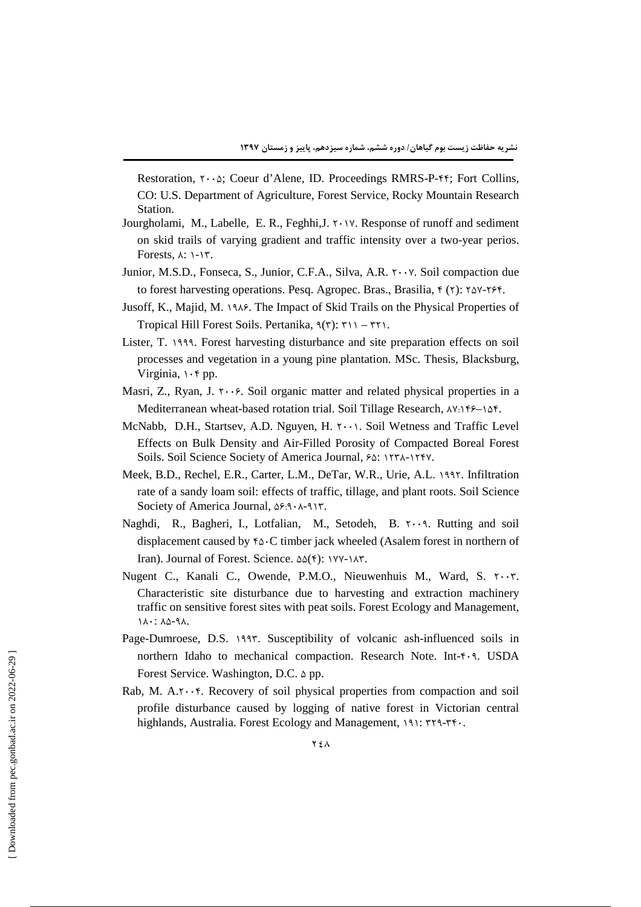Restoration, ۲۰۰۵; Coeur d'Alene, ID. Proceedings RMRS-P-۴۴; Fort Collins, CO: U.S. Department of Agriculture, Forest Service, Rocky Mountain Research Station.

Jourgholami, M., Labelle, E. R., Feghhi,J. ۲۰۱۷. Response of runoff and sediment on skid trails of varying gradient and traffic intensity over a two-year perios. Forests, ۸: ۱-۱۳.

Junior, M.S.D., Fonseca, S., Junior, C.F.A., Silva, A.R. ۲۰۰۷. Soil compaction due to forest harvesting operations. Pesq. Agropec. Bras., Brasilia, ۴ (۲): ۲۵۷-۲۶۴.

Jusoff, K., Majid, M. ۱۹۸۶. The Impact of Skid Trails on the Physical Properties of Tropical Hill Forest Soils. Pertanika, ۹(۳): ۳۱۱ – ۳۲۱.

Lister, T. ۱۹۹۹. Forest harvesting disturbance and site preparation effects on soil processes and vegetation in a young pine plantation. MSc. Thesis, Blacksburg, Virginia, ۱۰۴ pp.

Masri, Z., Ryan, J. ۲۰۰۶. Soil organic matter and related physical properties in a Mediterranean wheat-based rotation trial. Soil Tillage Research, ۸۷:۱۴۶–۱۵۴.

McNabb, D.H., Startsev, A.D. Nguyen, H. ۲۰۰۱. Soil Wetness and Traffic Level Effects on Bulk Density and Air-Filled Porosity of Compacted Boreal Forest Soils. Soil Science Society of America Journal, ۶۵: ۱۲۳۸-۱۲۴۷.

Meek, B.D., Rechel, E.R., Carter, L.M., DeTar, W.R., Urie, A.L. ۱۹۹۲. Infiltration rate of a sandy loam soil: effects of traffic, tillage, and plant roots. Soil Science Society of America Journal, ۵۶:۹۰۸-۹۱۳.

Naghdi, R., Bagheri, I., Lotfalian, M., Setodeh, B. ۲۰۰۹. Rutting and soil displacement caused by ۴۵۰C timber jack wheeled (Asalem forest in northern of Iran). Journal of Forest. Science. ۵۵(۴): ۱۷۷-۱۸۳.

Nugent C., Kanali C., Owende, P.M.O., Nieuwenhuis M., Ward, S. ۲۰۰۳. Characteristic site disturbance due to harvesting and extraction machinery traffic on sensitive forest sites with peat soils. Forest Ecology and Management, ۱۸۰: ۸۵-۹۸.

Page-Dumroese, D.S. ۱۹۹۳. Susceptibility of volcanic ash-influenced soils in northern Idaho to mechanical compaction. Research Note. Int-۴۰۹. USDA Forest Service. Washington, D.C. ۵ pp.

Rab, M. A.۲۰۰۴. Recovery of soil physical properties from compaction and soil profile disturbance caused by logging of native forest in Victorian central highlands, Australia. Forest Ecology and Management, ۱۹۱: ۳۲۹-۳۴۰.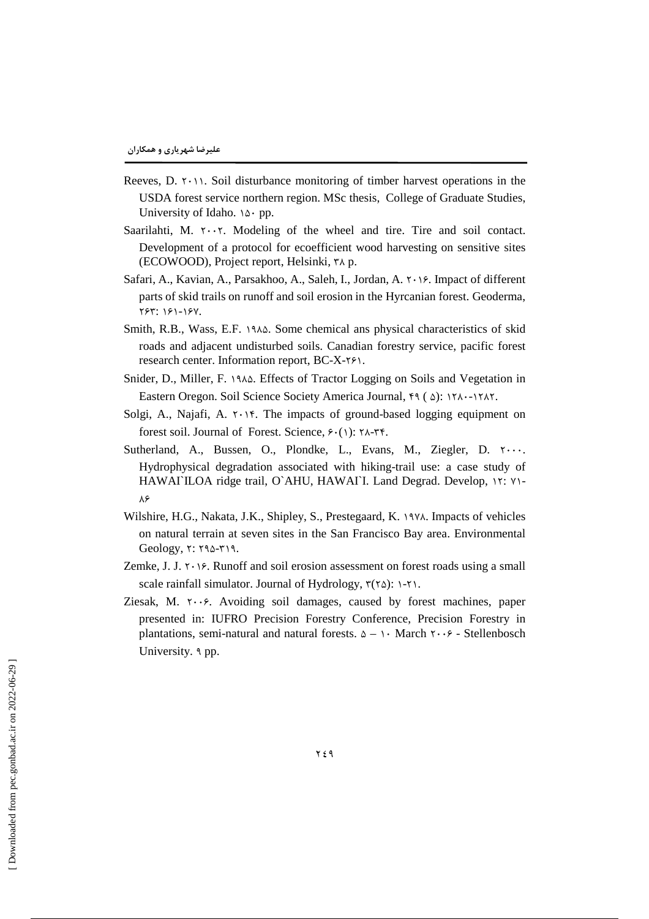Reeves, D. ۲۰۱۱. Soil disturbance monitoring of timber harvest operations in the USDA forest service northern region. MSc thesis, College of Graduate Studies, University of Idaho. ۱۵۰ pp.

Saarilahti, M. ۲۰۰۲. Modeling of the wheel and tire. Tire and soil contact. Development of a protocol for ecoefficient wood harvesting on sensitive sites (ECOWOOD), Project report, Helsinki, ۳۸ p.

Safari, A., Kavian, A., Parsakhoo, A., Saleh, I., Jordan, A. ۲۰۱۶. Impact of different parts of skid trails on runoff and soil erosion in the Hyrcanian forest. Geoderma, ۲۶۳: ۱۶۱-۱۶۷.

Smith, R.B., Wass, E.F. ۱۹۸۵. Some chemical ans physical characteristics of skid roads and adjacent undisturbed soils. Canadian forestry service, pacific forest research center. Information report, BC-X-۲۶۱.

Snider, D., Miller, F. ۱۹۸۵. Effects of Tractor Logging on Soils and Vegetation in Eastern Oregon. Soil Science Society America Journal, ۴۹ ( ۵): ۱۲۸۰-۱۲۸۲.

Solgi, A., Najafi, A. ۲۰۱۴. The impacts of ground-based logging equipment on forest soil. Journal of Forest. Science, ۶۰(۱): ۲۸-۳۴.

Sutherland, A., Bussen, O., Plondke, L., Evans, M., Ziegler, D. ۲۰۰۰. Hydrophysical degradation associated with hiking-trail use: a case study of HAWAI`ILOA ridge trail, O`AHU, HAWAI`I. Land Degrad. Develop, ۱۲: ۷۱-۸۶

Wilshire, H.G., Nakata, J.K., Shipley, S., Prestegaard, K. ۱۹۷۸. Impacts of vehicles on natural terrain at seven sites in the San Francisco Bay area. Environmental Geology, ۲: ۲۹۵-۳۱۹.

Zemke, J. J. ۲۰۱۶. Runoff and soil erosion assessment on forest roads using a small scale rainfall simulator. Journal of Hydrology, ۳(۲۵): ۱-۲۱.

Ziesak, M. ۲۰۰۶. Avoiding soil damages, caused by forest machines, paper presented in: IUFRO Precision Forestry Conference, Precision Forestry in plantations, semi-natural and natural forests. ۵ – ۱۰ March ۲۰۰۶ - Stellenbosch University. ۹ pp.